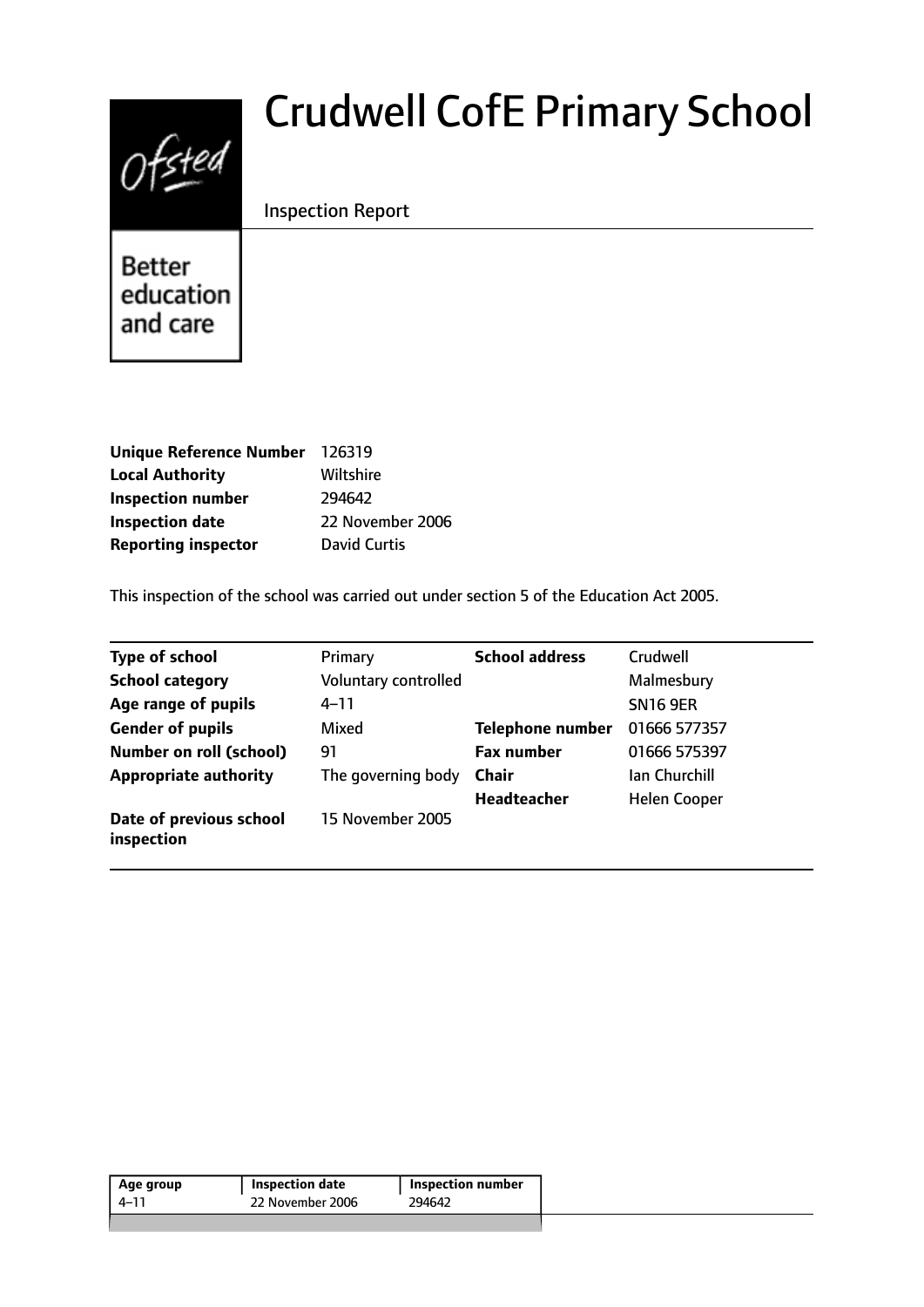# Crudwell CofE Primary School

Inspection Report

Better education and care

| | |
|---|---|
| **Unique Reference Number** | 126319 |
| **Local Authority** | Wiltshire |
| **Inspection number** | 294642 |
| **Inspection date** | 22 November 2006 |
| **Reporting inspector** | David Curtis |

This inspection of the school was carried out under section 5 of the Education Act 2005.

| | | | |
|---|---|---|---|
| **Type of school** | Primary | **School address** | Crudwell |
| **School category** | Voluntary controlled | | Malmesbury |
| **Age range of pupils** | 4–11 | | SN16 9ER |
| **Gender of pupils** | Mixed | **Telephone number** | 01666 577357 |
| **Number on roll (school)** | 91 | **Fax number** | 01666 575397 |
| **Appropriate authority** | The governing body | **Chair** | Ian Churchill |
| | | **Headteacher** | Helen Cooper |
| **Date of previous school inspection** | 15 November 2005 | | |

| Age group | Inspection date | Inspection number |
|---|---|---|
| 4–11 | 22 November 2006 | 294642 |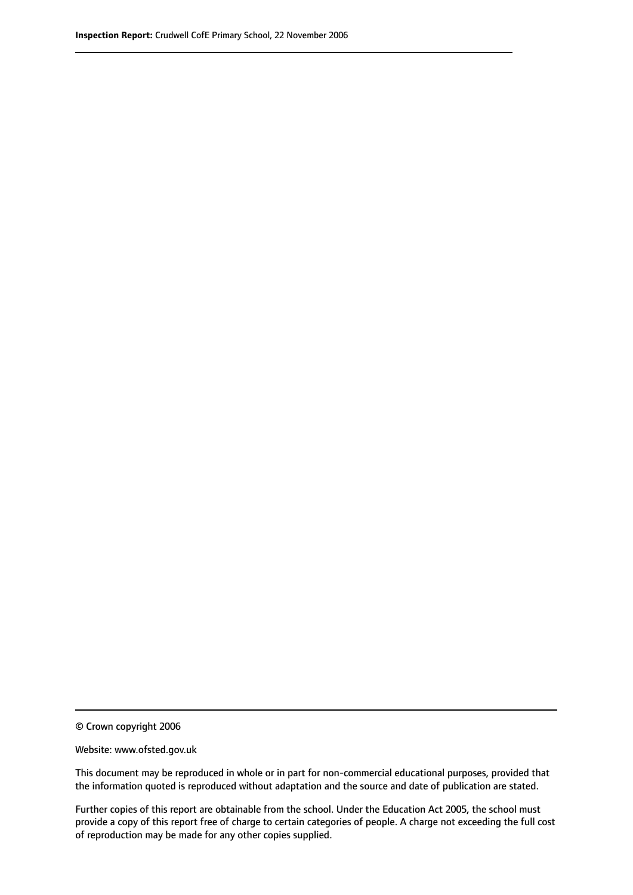© Crown copyright 2006

Website: www.ofsted.gov.uk

This document may be reproduced in whole or in part for non-commercial educational purposes, provided that the information quoted is reproduced without adaptation and the source and date of publication are stated.

Further copies of this report are obtainable from the school. Under the Education Act 2005, the school must provide a copy of this report free of charge to certain categories of people. A charge not exceeding the full cost of reproduction may be made for any other copies supplied.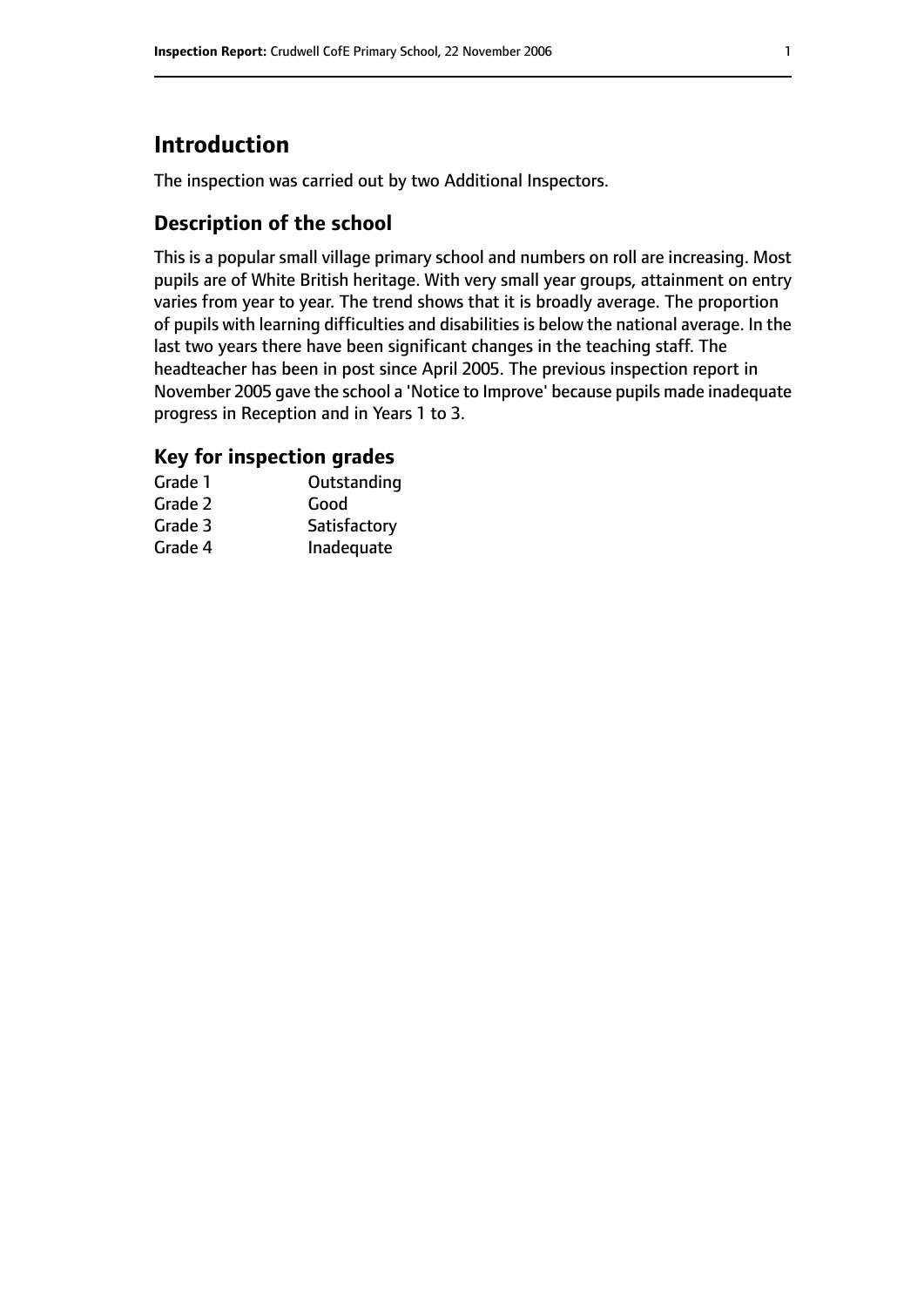# Introduction

The inspection was carried out by two Additional Inspectors.

## Description of the school

This is a popular small village primary school and numbers on roll are increasing. Most pupils are of White British heritage. With very small year groups, attainment on entry varies from year to year. The trend shows that it is broadly average. The proportion of pupils with learning difficulties and disabilities is below the national average. In the last two years there have been significant changes in the teaching staff. The headteacher has been in post since April 2005. The previous inspection report in November 2005 gave the school a 'Notice to Improve' because pupils made inadequate progress in Reception and in Years 1 to 3.

## Key for inspection grades

| | |
|---|---|
| Grade 1 | Outstanding |
| Grade 2 | Good |
| Grade 3 | Satisfactory |
| Grade 4 | Inadequate |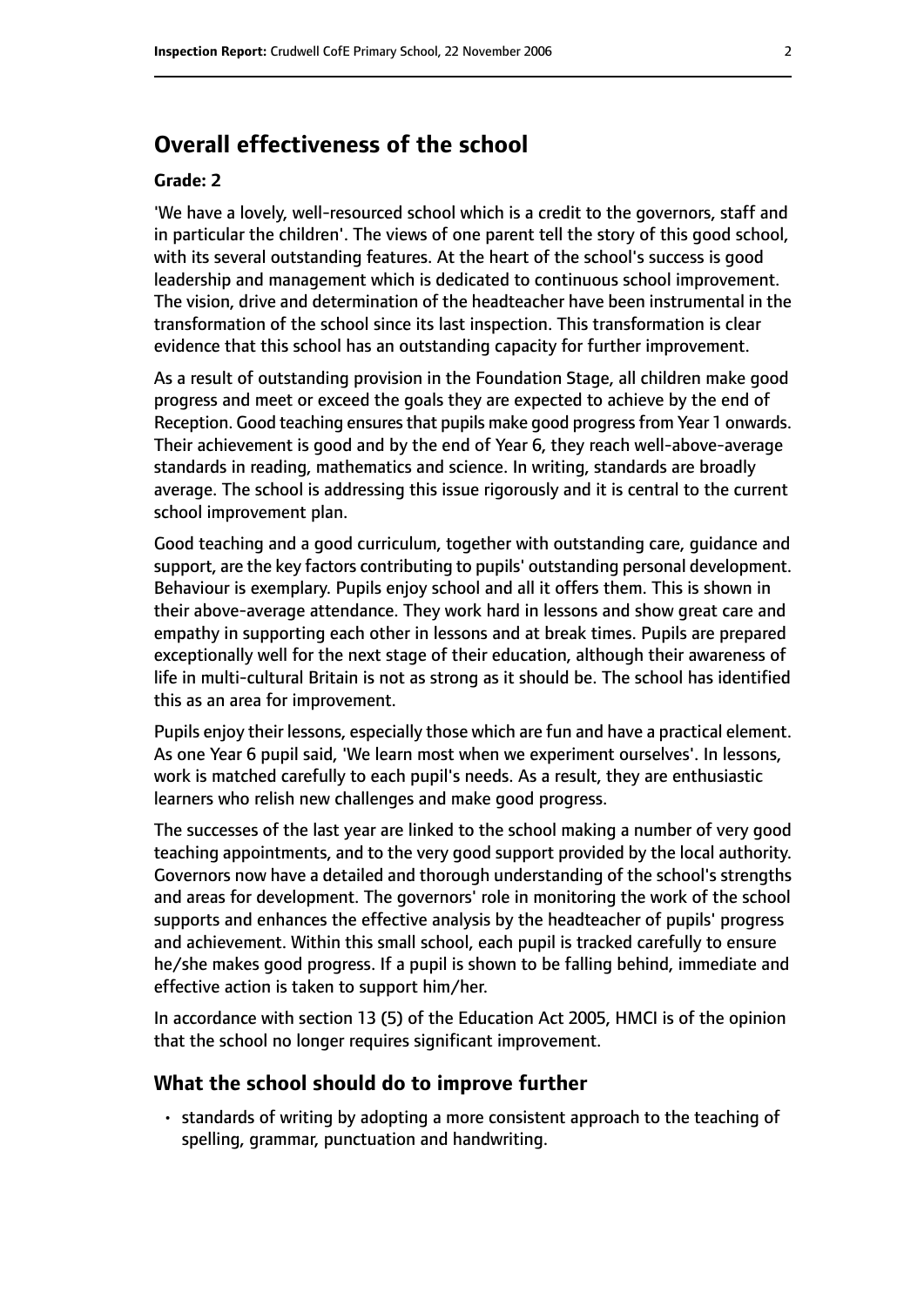## Overall effectiveness of the school

### Grade: 2

'We have a lovely, well-resourced school which is a credit to the governors, staff and in particular the children'. The views of one parent tell the story of this good school, with its several outstanding features. At the heart of the school's success is good leadership and management which is dedicated to continuous school improvement. The vision, drive and determination of the headteacher have been instrumental in the transformation of the school since its last inspection. This transformation is clear evidence that this school has an outstanding capacity for further improvement.

As a result of outstanding provision in the Foundation Stage, all children make good progress and meet or exceed the goals they are expected to achieve by the end of Reception. Good teaching ensures that pupils make good progress from Year 1 onwards. Their achievement is good and by the end of Year 6, they reach well-above-average standards in reading, mathematics and science. In writing, standards are broadly average. The school is addressing this issue rigorously and it is central to the current school improvement plan.

Good teaching and a good curriculum, together with outstanding care, guidance and support, are the key factors contributing to pupils' outstanding personal development. Behaviour is exemplary. Pupils enjoy school and all it offers them. This is shown in their above-average attendance. They work hard in lessons and show great care and empathy in supporting each other in lessons and at break times. Pupils are prepared exceptionally well for the next stage of their education, although their awareness of life in multi-cultural Britain is not as strong as it should be. The school has identified this as an area for improvement.

Pupils enjoy their lessons, especially those which are fun and have a practical element. As one Year 6 pupil said, 'We learn most when we experiment ourselves'. In lessons, work is matched carefully to each pupil's needs. As a result, they are enthusiastic learners who relish new challenges and make good progress.

The successes of the last year are linked to the school making a number of very good teaching appointments, and to the very good support provided by the local authority. Governors now have a detailed and thorough understanding of the school's strengths and areas for development. The governors' role in monitoring the work of the school supports and enhances the effective analysis by the headteacher of pupils' progress and achievement. Within this small school, each pupil is tracked carefully to ensure he/she makes good progress. If a pupil is shown to be falling behind, immediate and effective action is taken to support him/her.

In accordance with section 13 (5) of the Education Act 2005, HMCI is of the opinion that the school no longer requires significant improvement.

## What the school should do to improve further

- standards of writing by adopting a more consistent approach to the teaching of spelling, grammar, punctuation and handwriting.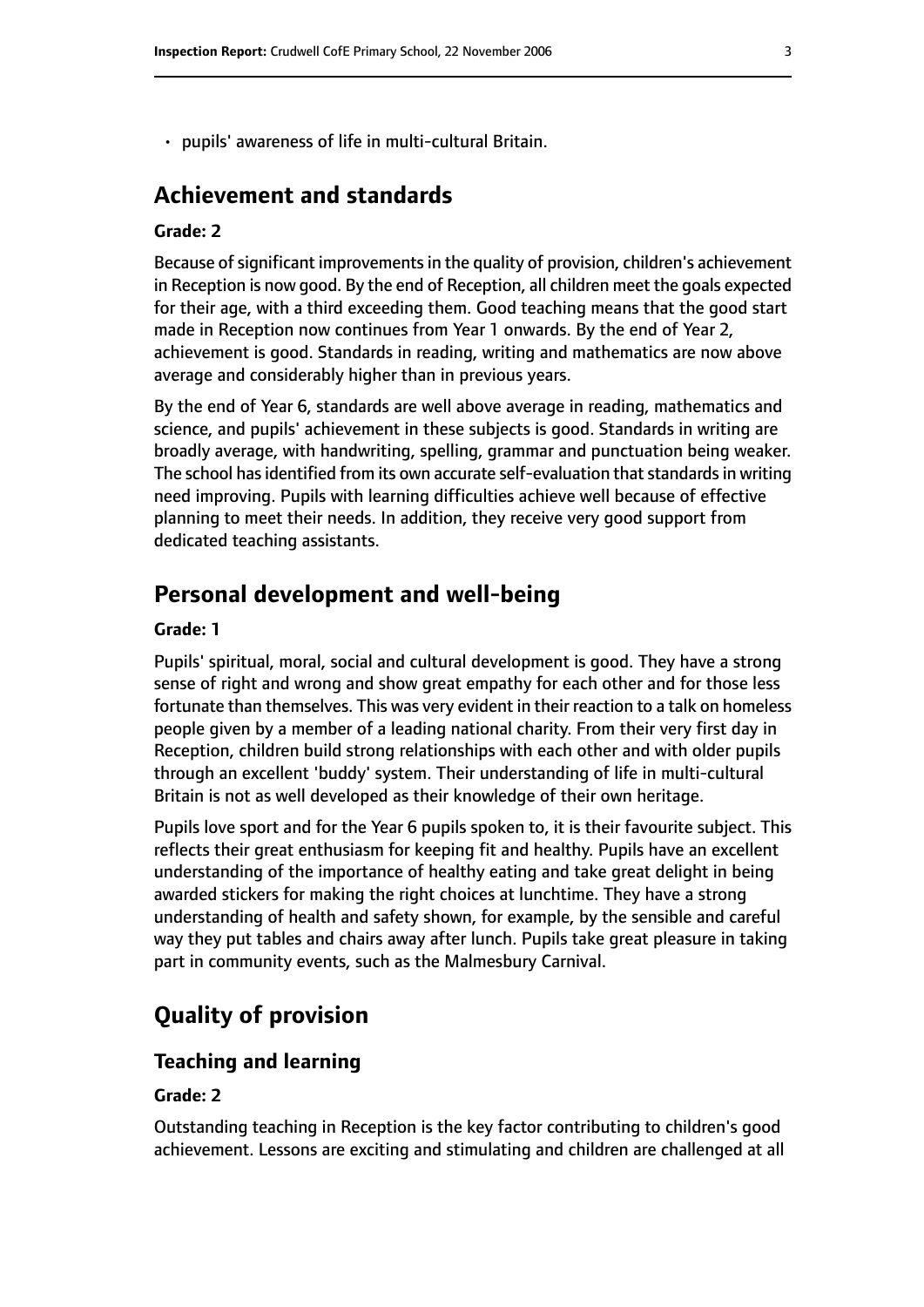- pupils' awareness of life in multi-cultural Britain.

## Achievement and standards

### Grade: 2

Because of significant improvements in the quality of provision, children's achievement in Reception is now good. By the end of Reception, all children meet the goals expected for their age, with a third exceeding them. Good teaching means that the good start made in Reception now continues from Year 1 onwards. By the end of Year 2, achievement is good. Standards in reading, writing and mathematics are now above average and considerably higher than in previous years.

By the end of Year 6, standards are well above average in reading, mathematics and science, and pupils' achievement in these subjects is good. Standards in writing are broadly average, with handwriting, spelling, grammar and punctuation being weaker. The school has identified from its own accurate self-evaluation that standards in writing need improving. Pupils with learning difficulties achieve well because of effective planning to meet their needs. In addition, they receive very good support from dedicated teaching assistants.

## Personal development and well-being

### Grade: 1

Pupils' spiritual, moral, social and cultural development is good. They have a strong sense of right and wrong and show great empathy for each other and for those less fortunate than themselves. This was very evident in their reaction to a talk on homeless people given by a member of a leading national charity. From their very first day in Reception, children build strong relationships with each other and with older pupils through an excellent 'buddy' system. Their understanding of life in multi-cultural Britain is not as well developed as their knowledge of their own heritage.

Pupils love sport and for the Year 6 pupils spoken to, it is their favourite subject. This reflects their great enthusiasm for keeping fit and healthy. Pupils have an excellent understanding of the importance of healthy eating and take great delight in being awarded stickers for making the right choices at lunchtime. They have a strong understanding of health and safety shown, for example, by the sensible and careful way they put tables and chairs away after lunch. Pupils take great pleasure in taking part in community events, such as the Malmesbury Carnival.

# Quality of provision

## Teaching and learning

### Grade: 2

Outstanding teaching in Reception is the key factor contributing to children's good achievement. Lessons are exciting and stimulating and children are challenged at all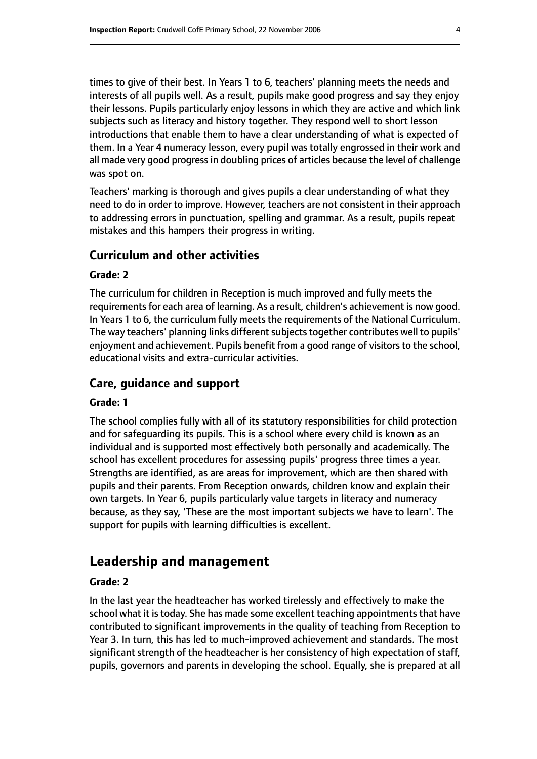times to give of their best. In Years 1 to 6, teachers' planning meets the needs and interests of all pupils well. As a result, pupils make good progress and say they enjoy their lessons. Pupils particularly enjoy lessons in which they are active and which link subjects such as literacy and history together. They respond well to short lesson introductions that enable them to have a clear understanding of what is expected of them. In a Year 4 numeracy lesson, every pupil was totally engrossed in their work and all made very good progress in doubling prices of articles because the level of challenge was spot on.

Teachers' marking is thorough and gives pupils a clear understanding of what they need to do in order to improve. However, teachers are not consistent in their approach to addressing errors in punctuation, spelling and grammar. As a result, pupils repeat mistakes and this hampers their progress in writing.

### Curriculum and other activities

#### Grade: 2

The curriculum for children in Reception is much improved and fully meets the requirements for each area of learning. As a result, children's achievement is now good. In Years 1 to 6, the curriculum fully meets the requirements of the National Curriculum. The way teachers' planning links different subjects together contributes well to pupils' enjoyment and achievement. Pupils benefit from a good range of visitors to the school, educational visits and extra-curricular activities.

### Care, guidance and support

#### Grade: 1

The school complies fully with all of its statutory responsibilities for child protection and for safeguarding its pupils. This is a school where every child is known as an individual and is supported most effectively both personally and academically. The school has excellent procedures for assessing pupils' progress three times a year. Strengths are identified, as are areas for improvement, which are then shared with pupils and their parents. From Reception onwards, children know and explain their own targets. In Year 6, pupils particularly value targets in literacy and numeracy because, as they say, 'These are the most important subjects we have to learn'. The support for pupils with learning difficulties is excellent.

## Leadership and management

#### Grade: 2

In the last year the headteacher has worked tirelessly and effectively to make the school what it is today. She has made some excellent teaching appointments that have contributed to significant improvements in the quality of teaching from Reception to Year 3. In turn, this has led to much-improved achievement and standards. The most significant strength of the headteacher is her consistency of high expectation of staff, pupils, governors and parents in developing the school. Equally, she is prepared at all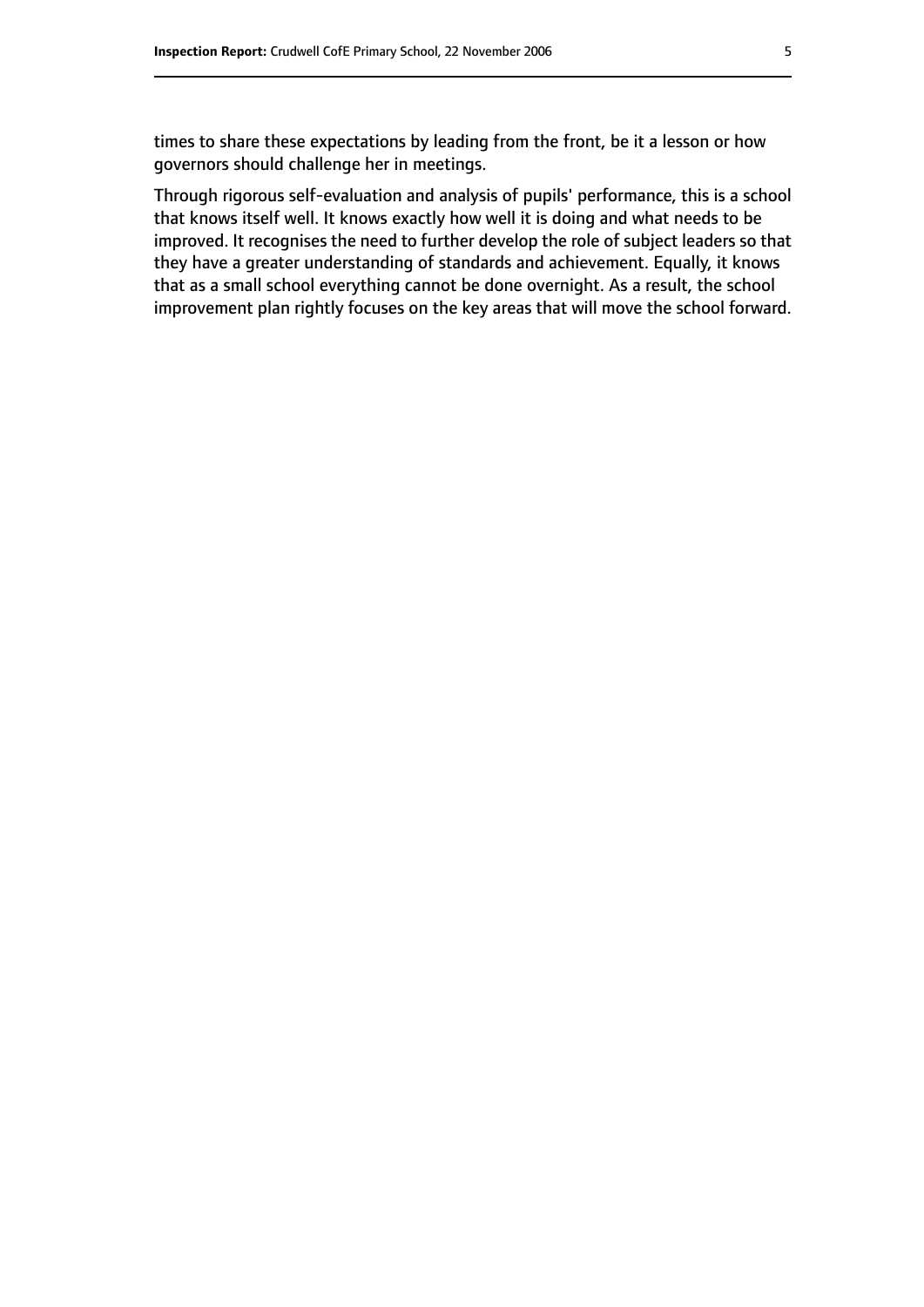times to share these expectations by leading from the front, be it a lesson or how governors should challenge her in meetings.

Through rigorous self-evaluation and analysis of pupils' performance, this is a school that knows itself well. It knows exactly how well it is doing and what needs to be improved. It recognises the need to further develop the role of subject leaders so that they have a greater understanding of standards and achievement. Equally, it knows that as a small school everything cannot be done overnight. As a result, the school improvement plan rightly focuses on the key areas that will move the school forward.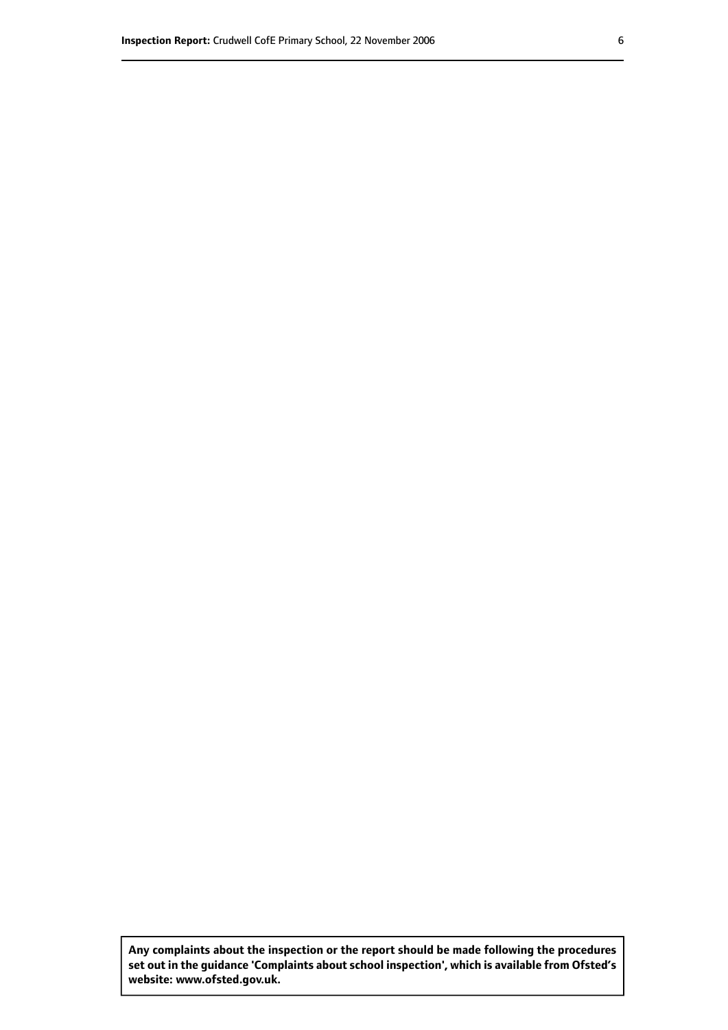**Any complaints about the inspection or the report should be made following the procedures set out in the guidance 'Complaints about school inspection', which is available from Ofsted's website: www.ofsted.gov.uk.**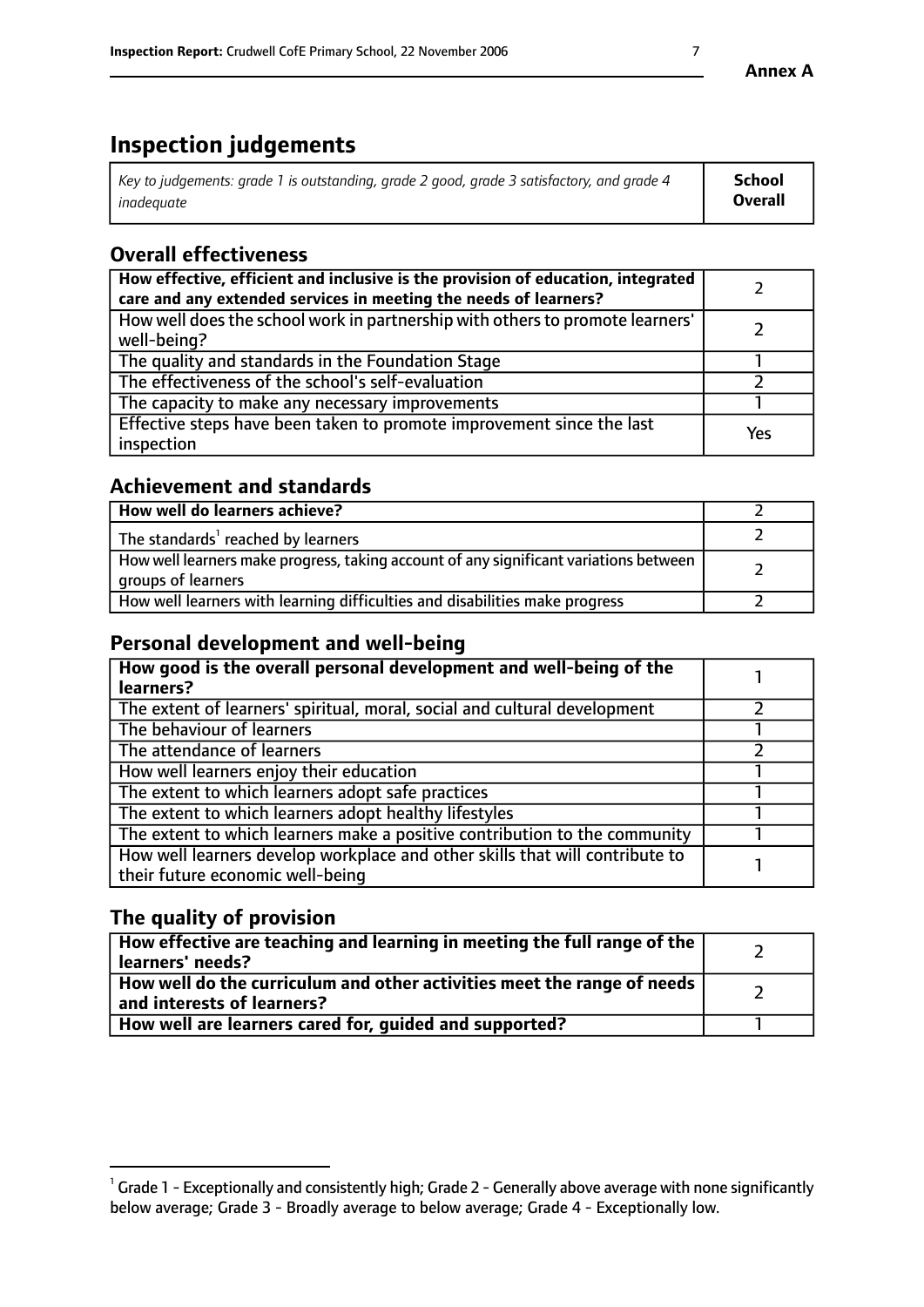**Annex A**

# Inspection judgements

| *Key to judgements: grade 1 is outstanding, grade 2 good, grade 3 satisfactory, and grade 4 inadequate* | **School Overall** |
|---|---|

## Overall effectiveness

| | |
|---|---|
| **How effective, efficient and inclusive is the provision of education, integrated care and any extended services in meeting the needs of learners?** | 2 |
| How well does the school work in partnership with others to promote learners' well-being? | 2 |
| The quality and standards in the Foundation Stage | 1 |
| The effectiveness of the school's self-evaluation | 2 |
| The capacity to make any necessary improvements | 1 |
| Effective steps have been taken to promote improvement since the last inspection | Yes |

## Achievement and standards

| | |
|---|---|
| **How well do learners achieve?** | 2 |
| The standards[1] reached by learners | 2 |
| How well learners make progress, taking account of any significant variations between groups of learners | 2 |
| How well learners with learning difficulties and disabilities make progress | 2 |

## Personal development and well-being

| | |
|---|---|
| **How good is the overall personal development and well-being of the learners?** | 1 |
| The extent of learners' spiritual, moral, social and cultural development | 2 |
| The behaviour of learners | 1 |
| The attendance of learners | 2 |
| How well learners enjoy their education | 1 |
| The extent to which learners adopt safe practices | 1 |
| The extent to which learners adopt healthy lifestyles | 1 |
| The extent to which learners make a positive contribution to the community | 1 |
| How well learners develop workplace and other skills that will contribute to their future economic well-being | 1 |

## The quality of provision

| | |
|---|---|
| **How effective are teaching and learning in meeting the full range of the learners' needs?** | 2 |
| **How well do the curriculum and other activities meet the range of needs and interests of learners?** | 2 |
| **How well are learners cared for, guided and supported?** | 1 |

[1] Grade 1 - Exceptionally and consistently high; Grade 2 - Generally above average with none significantly below average; Grade 3 - Broadly average to below average; Grade 4 - Exceptionally low.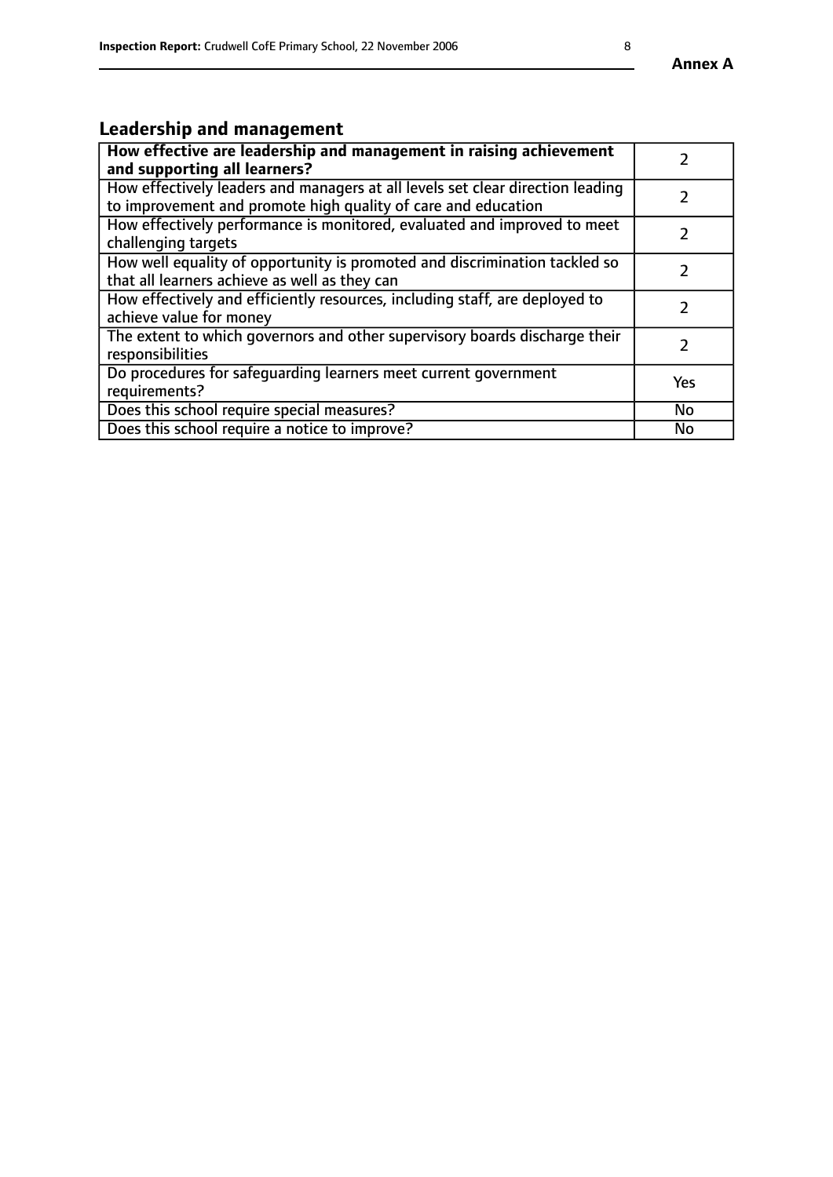**Annex A**

## Leadership and management

| **How effective are leadership and management in raising achievement and supporting all learners?** | 2 |
|---|---|
| How effectively leaders and managers at all levels set clear direction leading to improvement and promote high quality of care and education | 2 |
| How effectively performance is monitored, evaluated and improved to meet challenging targets | 2 |
| How well equality of opportunity is promoted and discrimination tackled so that all learners achieve as well as they can | 2 |
| How effectively and efficiently resources, including staff, are deployed to achieve value for money | 2 |
| The extent to which governors and other supervisory boards discharge their responsibilities | 2 |
| Do procedures for safeguarding learners meet current government requirements? | Yes |
| Does this school require special measures? | No |
| Does this school require a notice to improve? | No |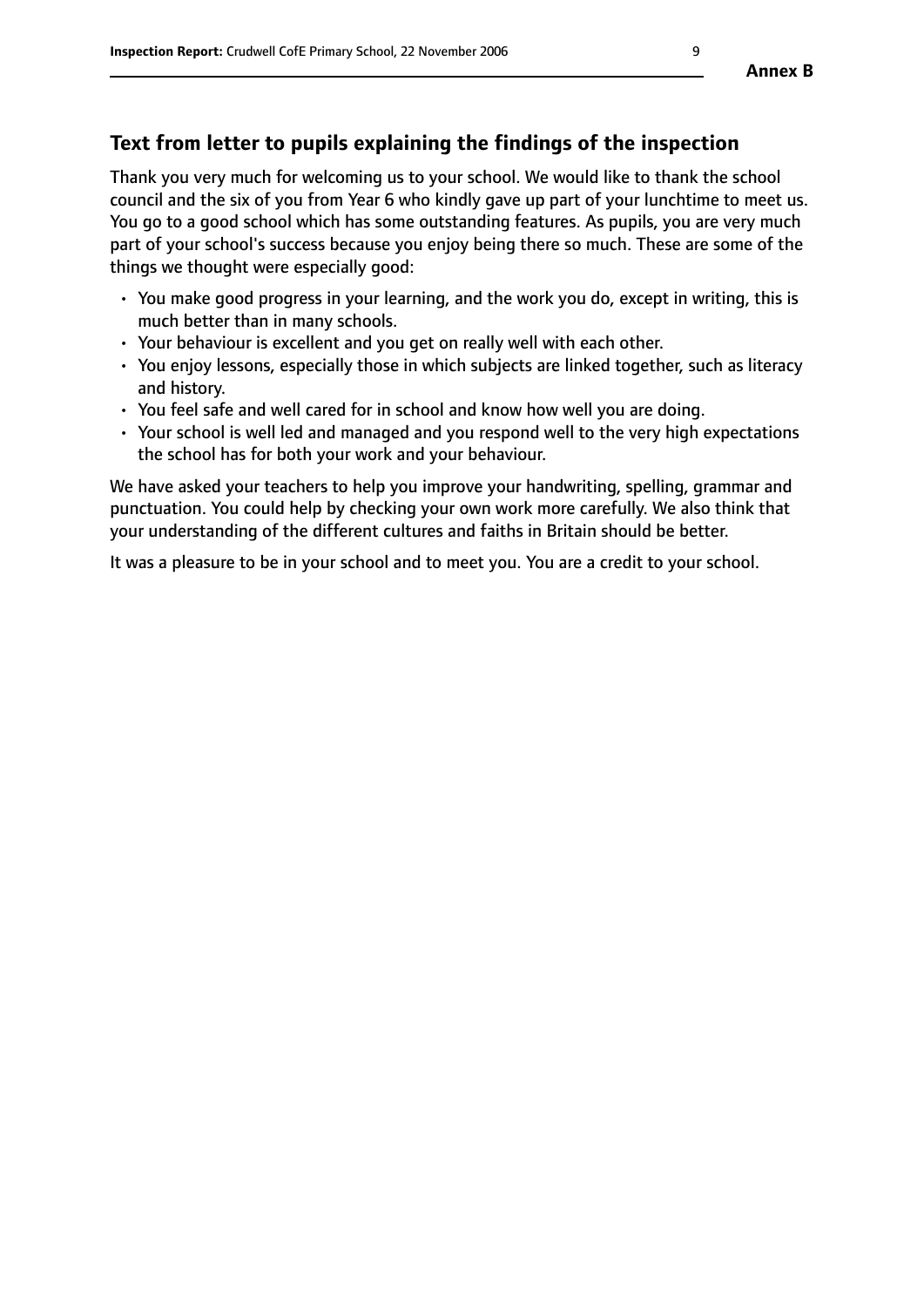## Text from letter to pupils explaining the findings of the inspection

Thank you very much for welcoming us to your school. We would like to thank the school council and the six of you from Year 6 who kindly gave up part of your lunchtime to meet us. You go to a good school which has some outstanding features. As pupils, you are very much part of your school's success because you enjoy being there so much. These are some of the things we thought were especially good:

- You make good progress in your learning, and the work you do, except in writing, this is much better than in many schools.
- Your behaviour is excellent and you get on really well with each other.
- You enjoy lessons, especially those in which subjects are linked together, such as literacy and history.
- You feel safe and well cared for in school and know how well you are doing.
- Your school is well led and managed and you respond well to the very high expectations the school has for both your work and your behaviour.

We have asked your teachers to help you improve your handwriting, spelling, grammar and punctuation. You could help by checking your own work more carefully. We also think that your understanding of the different cultures and faiths in Britain should be better.

It was a pleasure to be in your school and to meet you. You are a credit to your school.